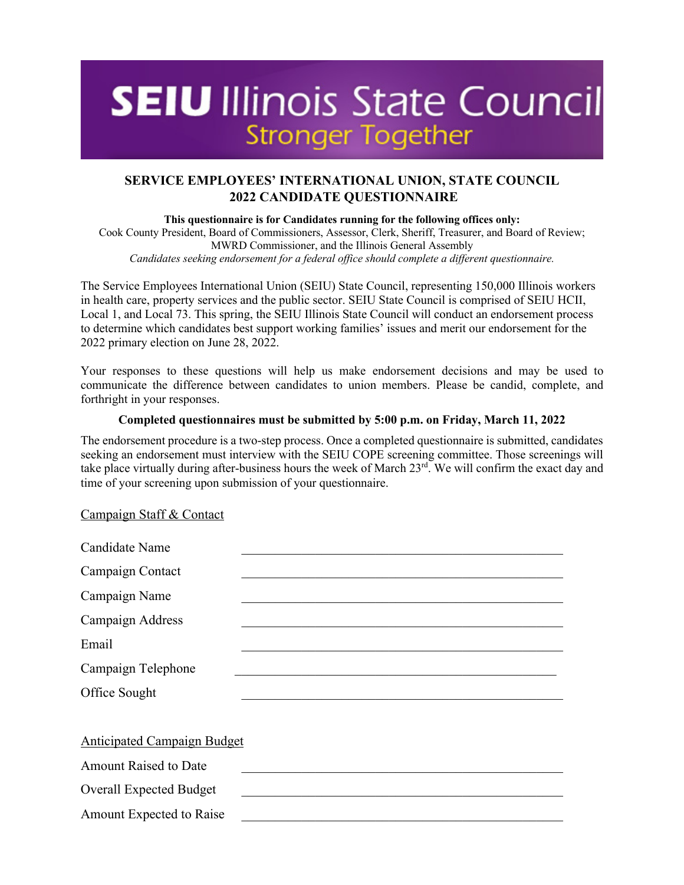# SEIU Illinois State Council

Stronger Together

## SERVICE EMPLOYEES' INTERNATIONAL UNION, STATE COUNCIL
## 2022 CANDIDATE QUESTIONNAIRE

**This questionnaire is for Candidates running for the following offices only:**
Cook County President, Board of Commissioners, Assessor, Clerk, Sheriff, Treasurer, and Board of Review; MWRD Commissioner, and the Illinois General Assembly
*Candidates seeking endorsement for a federal office should complete a different questionnaire.*

The Service Employees International Union (SEIU) State Council, representing 150,000 Illinois workers in health care, property services and the public sector. SEIU State Council is comprised of SEIU HCII, Local 1, and Local 73. This spring, the SEIU Illinois State Council will conduct an endorsement process to determine which candidates best support working families' issues and merit our endorsement for the 2022 primary election on June 28, 2022.

Your responses to these questions will help us make endorsement decisions and may be used to communicate the difference between candidates to union members. Please be candid, complete, and forthright in your responses.

**Completed questionnaires must be submitted by 5:00 p.m. on Friday, March 11, 2022**

The endorsement procedure is a two-step process. Once a completed questionnaire is submitted, candidates seeking an endorsement must interview with the SEIU COPE screening committee. Those screenings will take place virtually during after-business hours the week of March 23rd. We will confirm the exact day and time of your screening upon submission of your questionnaire.

Campaign Staff & Contact

Candidate Name ______________________________

Campaign Contact ______________________________

Campaign Name ______________________________

Campaign Address ______________________________

Email ______________________________

Campaign Telephone ______________________________

Office Sought ______________________________

Anticipated Campaign Budget

Amount Raised to Date ______________________________

Overall Expected Budget ______________________________

Amount Expected to Raise ______________________________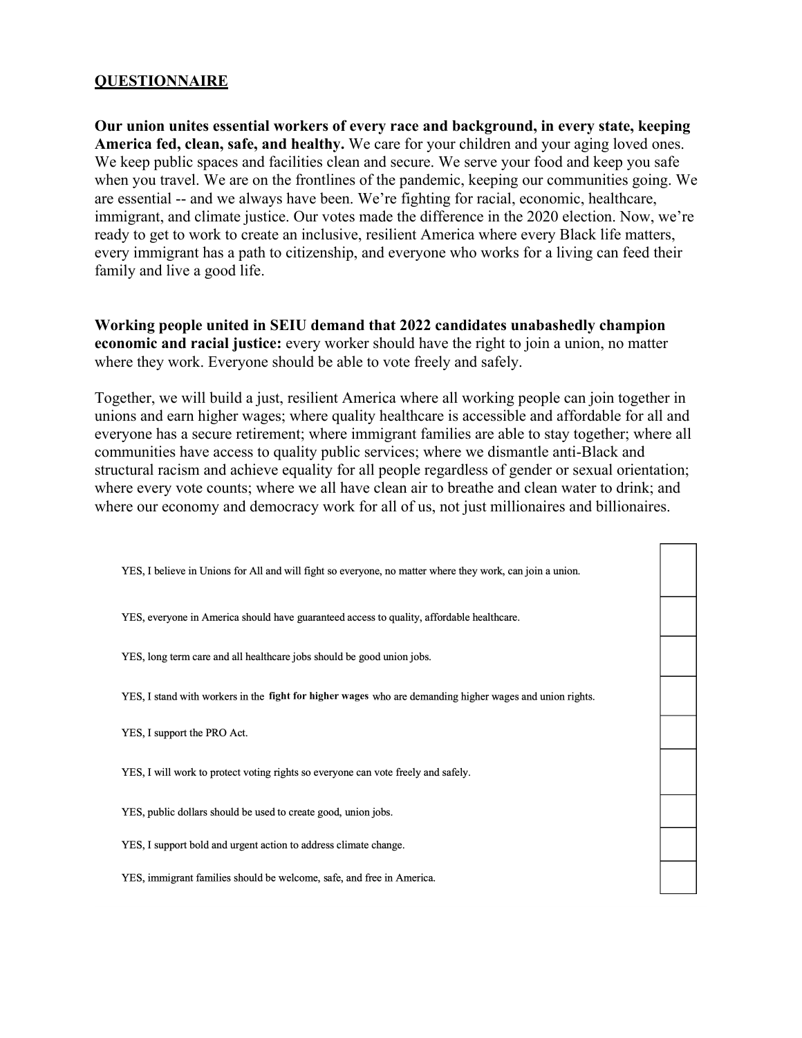## QUESTIONNAIRE

**Our union unites essential workers of every race and background, in every state, keeping America fed, clean, safe, and healthy.** We care for your children and your aging loved ones. We keep public spaces and facilities clean and secure. We serve your food and keep you safe when you travel. We are on the frontlines of the pandemic, keeping our communities going. We are essential -- and we always have been. We're fighting for racial, economic, healthcare, immigrant, and climate justice. Our votes made the difference in the 2020 election. Now, we're ready to get to work to create an inclusive, resilient America where every Black life matters, every immigrant has a path to citizenship, and everyone who works for a living can feed their family and live a good life.

**Working people united in SEIU demand that 2022 candidates unabashedly champion economic and racial justice:** every worker should have the right to join a union, no matter where they work. Everyone should be able to vote freely and safely.

Together, we will build a just, resilient America where all working people can join together in unions and earn higher wages; where quality healthcare is accessible and affordable for all and everyone has a secure retirement; where immigrant families are able to stay together; where all communities have access to quality public services; where we dismantle anti-Black and structural racism and achieve equality for all people regardless of gender or sexual orientation; where every vote counts; where we all have clean air to breathe and clean water to drink; and where our economy and democracy work for all of us, not just millionaires and billionaires.

| | |
|---|---|
| YES, I believe in Unions for All and will fight so everyone, no matter where they work, can join a union. | |
| YES, everyone in America should have guaranteed access to quality, affordable healthcare. | |
| YES, long term care and all healthcare jobs should be good union jobs. | |
| YES, I stand with workers in the **fight for higher wages** who are demanding higher wages and union rights. | |
| YES, I support the PRO Act. | |
| YES, I will work to protect voting rights so everyone can vote freely and safely. | |
| YES, public dollars should be used to create good, union jobs. | |
| YES, I support bold and urgent action to address climate change. | |
| YES, immigrant families should be welcome, safe, and free in America. | |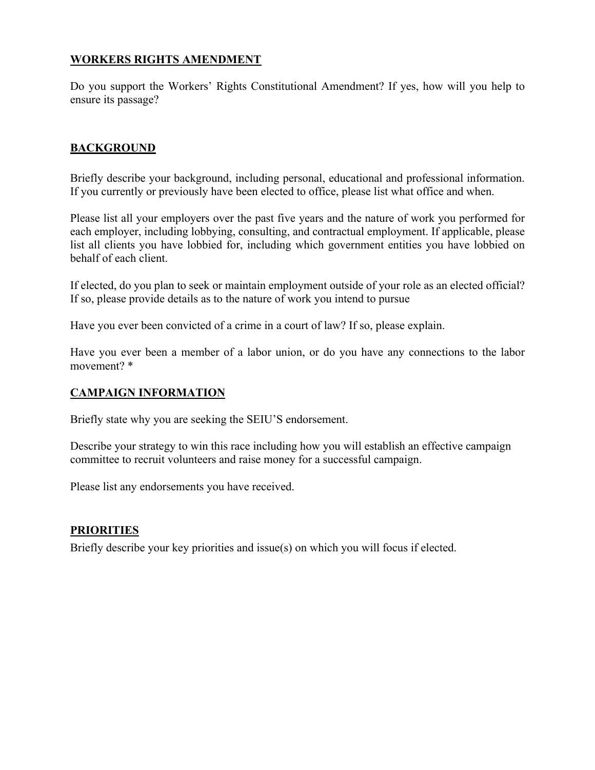## WORKERS RIGHTS AMENDMENT

Do you support the Workers' Rights Constitutional Amendment? If yes, how will you help to ensure its passage?

## BACKGROUND

Briefly describe your background, including personal, educational and professional information. If you currently or previously have been elected to office, please list what office and when.

Please list all your employers over the past five years and the nature of work you performed for each employer, including lobbying, consulting, and contractual employment. If applicable, please list all clients you have lobbied for, including which government entities you have lobbied on behalf of each client.

If elected, do you plan to seek or maintain employment outside of your role as an elected official? If so, please provide details as to the nature of work you intend to pursue

Have you ever been convicted of a crime in a court of law? If so, please explain.

Have you ever been a member of a labor union, or do you have any connections to the labor movement? *

## CAMPAIGN INFORMATION

Briefly state why you are seeking the SEIU'S endorsement.

Describe your strategy to win this race including how you will establish an effective campaign committee to recruit volunteers and raise money for a successful campaign.

Please list any endorsements you have received.

## PRIORITIES

Briefly describe your key priorities and issue(s) on which you will focus if elected.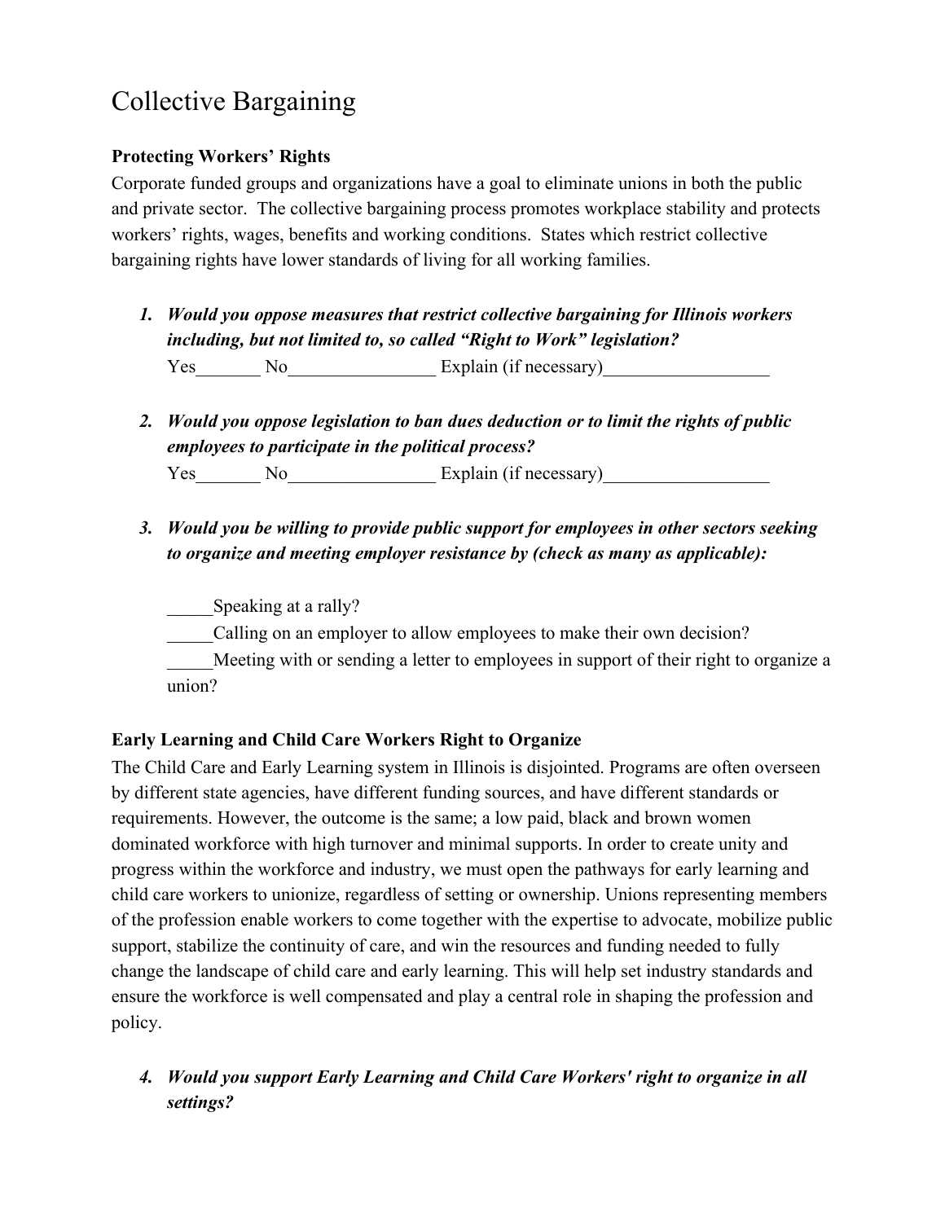# Collective Bargaining

**Protecting Workers' Rights**

Corporate funded groups and organizations have a goal to eliminate unions in both the public and private sector. The collective bargaining process promotes workplace stability and protects workers' rights, wages, benefits and working conditions. States which restrict collective bargaining rights have lower standards of living for all working families.

1. ***Would you oppose measures that restrict collective bargaining for Illinois workers including, but not limited to, so called "Right to Work" legislation?***

   Yes_______ No________________ Explain (if necessary)__________________

2. ***Would you oppose legislation to ban dues deduction or to limit the rights of public employees to participate in the political process?***

   Yes_______ No________________ Explain (if necessary)__________________

3. ***Would you be willing to provide public support for employees in other sectors seeking to organize and meeting employer resistance by (check as many as applicable):***

   _____Speaking at a rally?

   _____Calling on an employer to allow employees to make their own decision?

   _____Meeting with or sending a letter to employees in support of their right to organize a union?

**Early Learning and Child Care Workers Right to Organize**

The Child Care and Early Learning system in Illinois is disjointed. Programs are often overseen by different state agencies, have different funding sources, and have different standards or requirements. However, the outcome is the same; a low paid, black and brown women dominated workforce with high turnover and minimal supports. In order to create unity and progress within the workforce and industry, we must open the pathways for early learning and child care workers to unionize, regardless of setting or ownership. Unions representing members of the profession enable workers to come together with the expertise to advocate, mobilize public support, stabilize the continuity of care, and win the resources and funding needed to fully change the landscape of child care and early learning. This will help set industry standards and ensure the workforce is well compensated and play a central role in shaping the profession and policy.

4. ***Would you support Early Learning and Child Care Workers' right to organize in all settings?***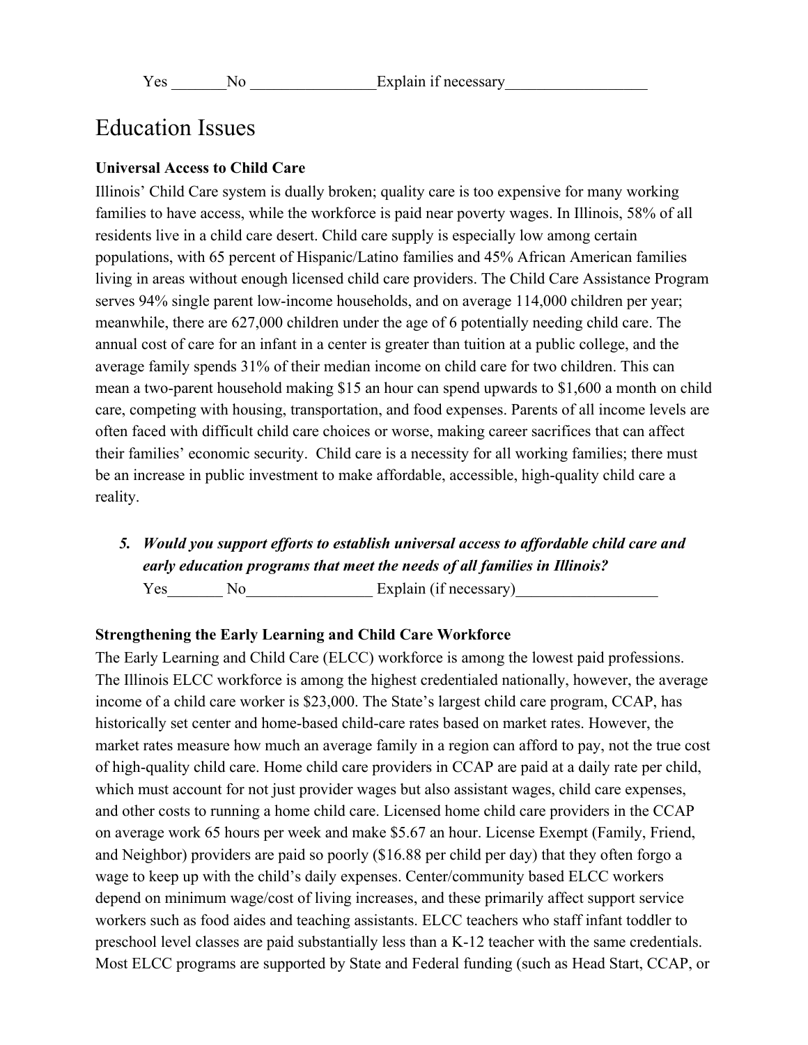Yes _______No ________________Explain if necessary__________________

# Education Issues

**Universal Access to Child Care**

Illinois' Child Care system is dually broken; quality care is too expensive for many working families to have access, while the workforce is paid near poverty wages. In Illinois, 58% of all residents live in a child care desert. Child care supply is especially low among certain populations, with 65 percent of Hispanic/Latino families and 45% African American families living in areas without enough licensed child care providers. The Child Care Assistance Program serves 94% single parent low-income households, and on average 114,000 children per year; meanwhile, there are 627,000 children under the age of 6 potentially needing child care. The annual cost of care for an infant in a center is greater than tuition at a public college, and the average family spends 31% of their median income on child care for two children. This can mean a two-parent household making $15 an hour can spend upwards to $1,600 a month on child care, competing with housing, transportation, and food expenses. Parents of all income levels are often faced with difficult child care choices or worse, making career sacrifices that can affect their families' economic security. Child care is a necessity for all working families; there must be an increase in public investment to make affordable, accessible, high-quality child care a reality.

5. ***Would you support efforts to establish universal access to affordable child care and early education programs that meet the needs of all families in Illinois?***
   Yes_______ No________________ Explain (if necessary)__________________

**Strengthening the Early Learning and Child Care Workforce**

The Early Learning and Child Care (ELCC) workforce is among the lowest paid professions. The Illinois ELCC workforce is among the highest credentialed nationally, however, the average income of a child care worker is $23,000. The State's largest child care program, CCAP, has historically set center and home-based child-care rates based on market rates. However, the market rates measure how much an average family in a region can afford to pay, not the true cost of high-quality child care. Home child care providers in CCAP are paid at a daily rate per child, which must account for not just provider wages but also assistant wages, child care expenses, and other costs to running a home child care. Licensed home child care providers in the CCAP on average work 65 hours per week and make $5.67 an hour. License Exempt (Family, Friend, and Neighbor) providers are paid so poorly ($16.88 per child per day) that they often forgo a wage to keep up with the child's daily expenses. Center/community based ELCC workers depend on minimum wage/cost of living increases, and these primarily affect support service workers such as food aides and teaching assistants. ELCC teachers who staff infant toddler to preschool level classes are paid substantially less than a K-12 teacher with the same credentials. Most ELCC programs are supported by State and Federal funding (such as Head Start, CCAP, or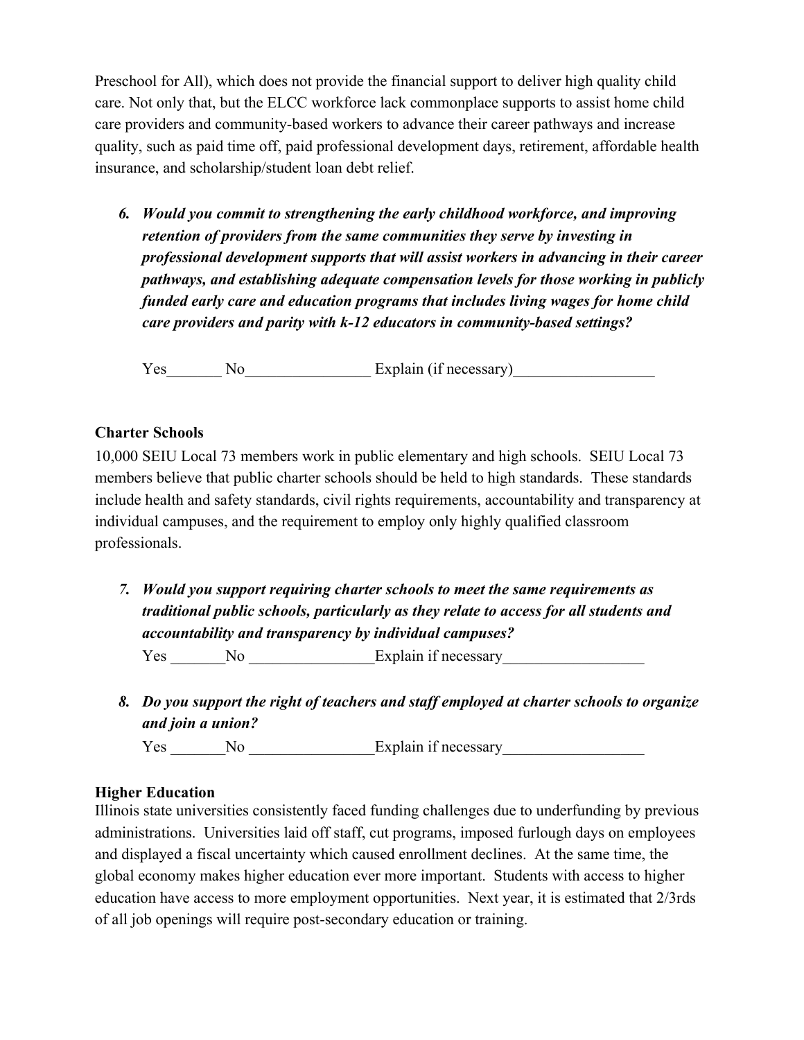Preschool for All), which does not provide the financial support to deliver high quality child care. Not only that, but the ELCC workforce lack commonplace supports to assist home child care providers and community-based workers to advance their career pathways and increase quality, such as paid time off, paid professional development days, retirement, affordable health insurance, and scholarship/student loan debt relief.

6. ***Would you commit to strengthening the early childhood workforce, and improving retention of providers from the same communities they serve by investing in professional development supports that will assist workers in advancing in their career pathways, and establishing adequate compensation levels for those working in publicly funded early care and education programs that includes living wages for home child care providers and parity with k-12 educators in community-based settings?***

   Yes_______ No________________ Explain (if necessary)__________________

### Charter Schools

10,000 SEIU Local 73 members work in public elementary and high schools. SEIU Local 73 members believe that public charter schools should be held to high standards. These standards include health and safety standards, civil rights requirements, accountability and transparency at individual campuses, and the requirement to employ only highly qualified classroom professionals.

7. ***Would you support requiring charter schools to meet the same requirements as traditional public schools, particularly as they relate to access for all students and accountability and transparency by individual campuses?***

   Yes _______No ________________Explain if necessary__________________

8. ***Do you support the right of teachers and staff employed at charter schools to organize and join a union?***

   Yes _______No ________________Explain if necessary__________________

### Higher Education

Illinois state universities consistently faced funding challenges due to underfunding by previous administrations. Universities laid off staff, cut programs, imposed furlough days on employees and displayed a fiscal uncertainty which caused enrollment declines. At the same time, the global economy makes higher education ever more important. Students with access to higher education have access to more employment opportunities. Next year, it is estimated that 2/3rds of all job openings will require post-secondary education or training.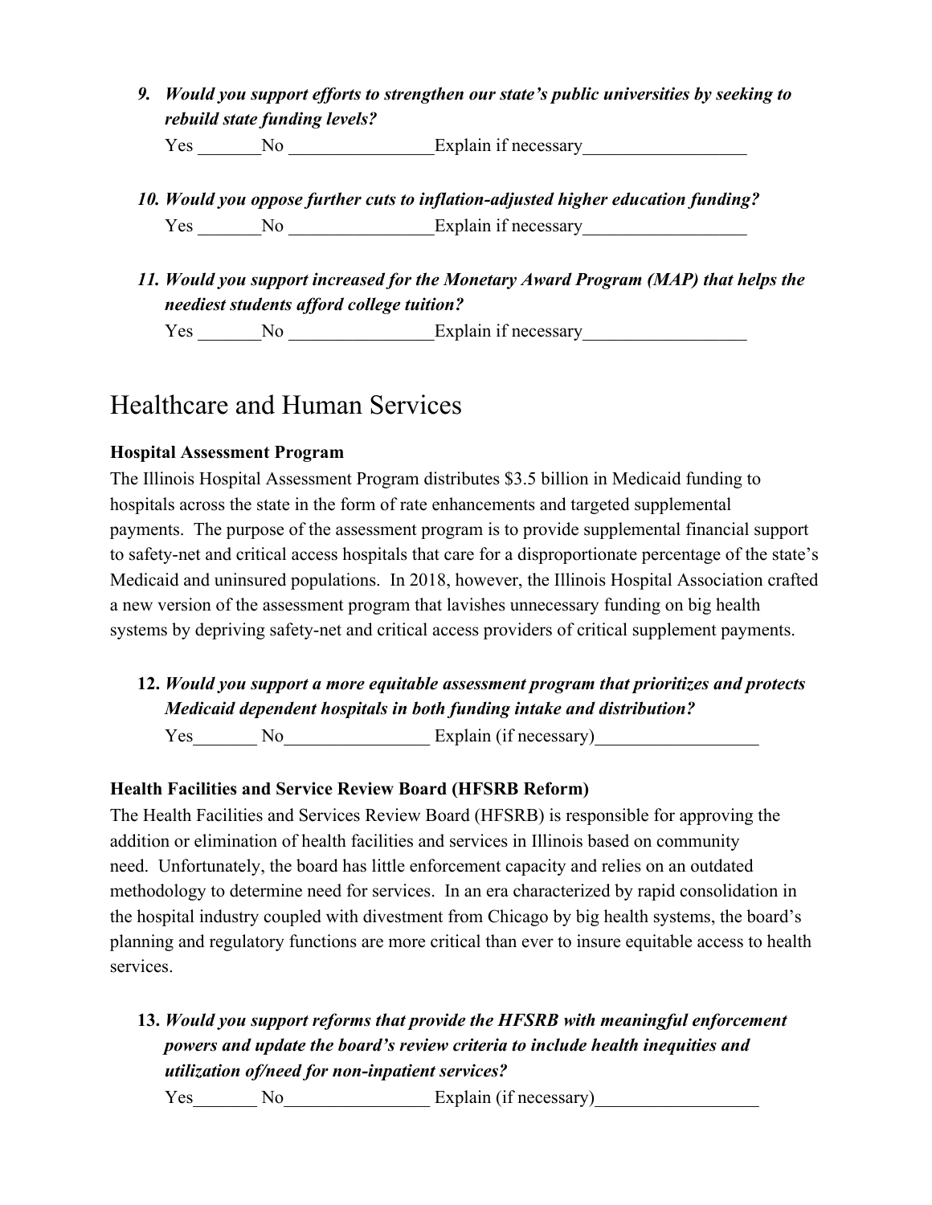9. ***Would you support efforts to strengthen our state's public universities by seeking to rebuild state funding levels?***

   Yes _______No ________________Explain if necessary__________________

10. ***Would you oppose further cuts to inflation-adjusted higher education funding?***

    Yes _______No ________________Explain if necessary__________________

11. ***Would you support increased for the Monetary Award Program (MAP) that helps the neediest students afford college tuition?***

    Yes _______No ________________Explain if necessary__________________

## Healthcare and Human Services

**Hospital Assessment Program**

The Illinois Hospital Assessment Program distributes $3.5 billion in Medicaid funding to hospitals across the state in the form of rate enhancements and targeted supplemental payments. The purpose of the assessment program is to provide supplemental financial support to safety-net and critical access hospitals that care for a disproportionate percentage of the state's Medicaid and uninsured populations. In 2018, however, the Illinois Hospital Association crafted a new version of the assessment program that lavishes unnecessary funding on big health systems by depriving safety-net and critical access providers of critical supplement payments.

12. ***Would you support a more equitable assessment program that prioritizes and protects Medicaid dependent hospitals in both funding intake and distribution?***

    Yes_______ No________________ Explain (if necessary)__________________

**Health Facilities and Service Review Board (HFSRB Reform)**

The Health Facilities and Services Review Board (HFSRB) is responsible for approving the addition or elimination of health facilities and services in Illinois based on community need. Unfortunately, the board has little enforcement capacity and relies on an outdated methodology to determine need for services. In an era characterized by rapid consolidation in the hospital industry coupled with divestment from Chicago by big health systems, the board's planning and regulatory functions are more critical than ever to insure equitable access to health services.

13. ***Would you support reforms that provide the HFSRB with meaningful enforcement powers and update the board's review criteria to include health inequities and utilization of/need for non-inpatient services?***

    Yes_______ No________________ Explain (if necessary)__________________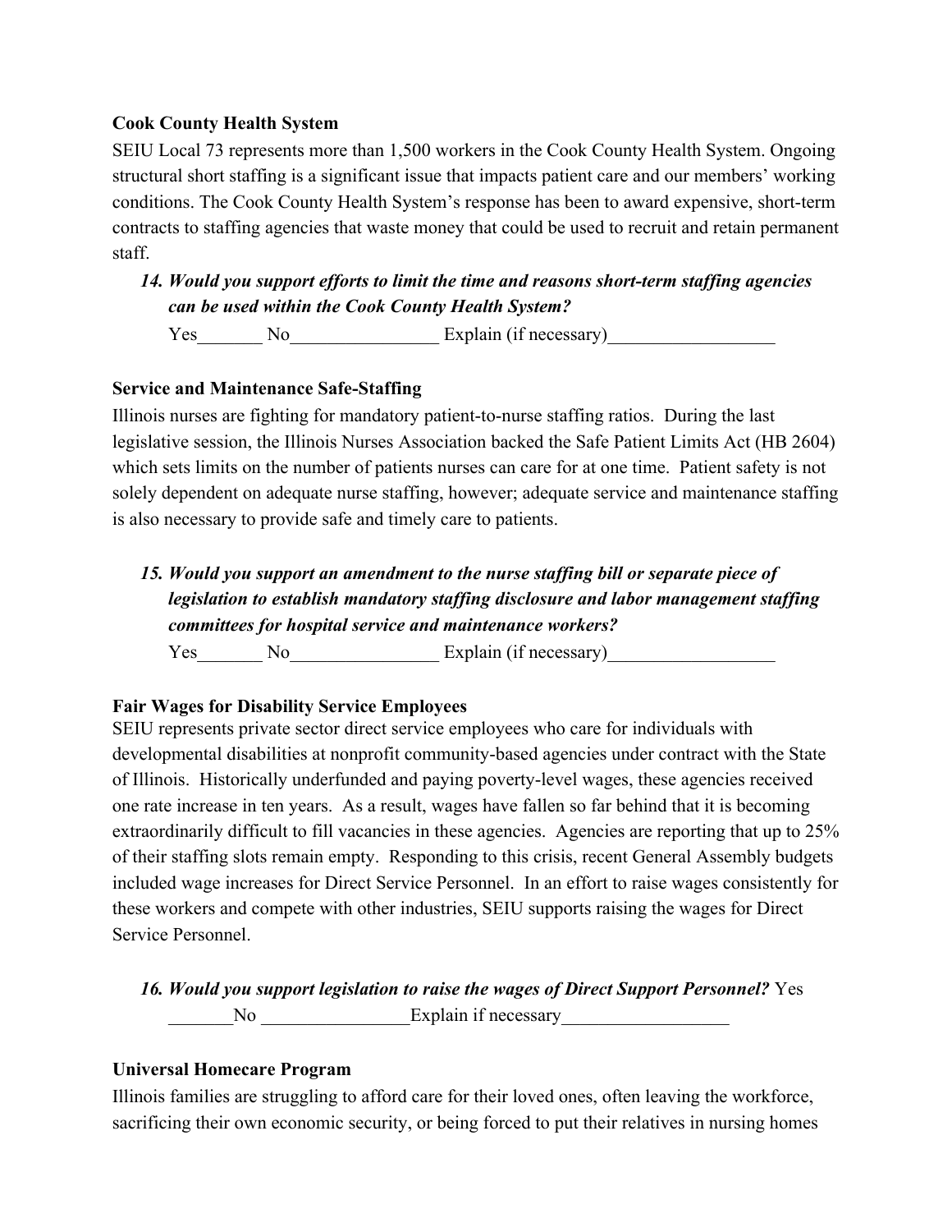**Cook County Health System**

SEIU Local 73 represents more than 1,500 workers in the Cook County Health System. Ongoing structural short staffing is a significant issue that impacts patient care and our members' working conditions. The Cook County Health System's response has been to award expensive, short-term contracts to staffing agencies that waste money that could be used to recruit and retain permanent staff.

14. ***Would you support efforts to limit the time and reasons short-term staffing agencies can be used within the Cook County Health System?***

    Yes_______ No________________ Explain (if necessary)__________________

**Service and Maintenance Safe-Staffing**

Illinois nurses are fighting for mandatory patient-to-nurse staffing ratios. During the last legislative session, the Illinois Nurses Association backed the Safe Patient Limits Act (HB 2604) which sets limits on the number of patients nurses can care for at one time. Patient safety is not solely dependent on adequate nurse staffing, however; adequate service and maintenance staffing is also necessary to provide safe and timely care to patients.

15. ***Would you support an amendment to the nurse staffing bill or separate piece of legislation to establish mandatory staffing disclosure and labor management staffing committees for hospital service and maintenance workers?***

    Yes_______ No________________ Explain (if necessary)__________________

**Fair Wages for Disability Service Employees**

SEIU represents private sector direct service employees who care for individuals with developmental disabilities at nonprofit community-based agencies under contract with the State of Illinois. Historically underfunded and paying poverty-level wages, these agencies received one rate increase in ten years. As a result, wages have fallen so far behind that it is becoming extraordinarily difficult to fill vacancies in these agencies. Agencies are reporting that up to 25% of their staffing slots remain empty. Responding to this crisis, recent General Assembly budgets included wage increases for Direct Service Personnel. In an effort to raise wages consistently for these workers and compete with other industries, SEIU supports raising the wages for Direct Service Personnel.

16. ***Would you support legislation to raise the wages of Direct Support Personnel?*** Yes _______No ________________Explain if necessary__________________

**Universal Homecare Program**

Illinois families are struggling to afford care for their loved ones, often leaving the workforce, sacrificing their own economic security, or being forced to put their relatives in nursing homes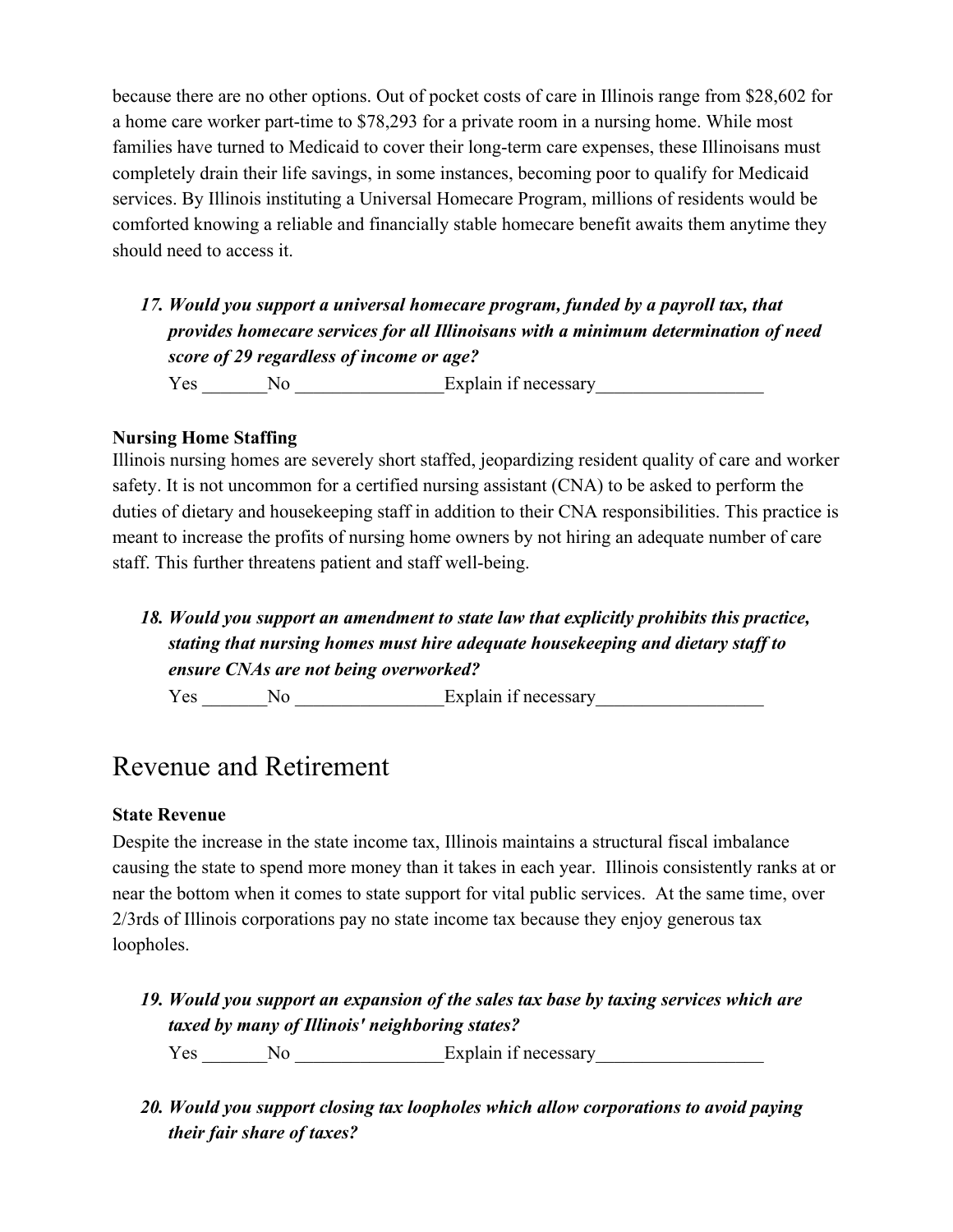because there are no other options. Out of pocket costs of care in Illinois range from $28,602 for a home care worker part-time to $78,293 for a private room in a nursing home. While most families have turned to Medicaid to cover their long-term care expenses, these Illinoisans must completely drain their life savings, in some instances, becoming poor to qualify for Medicaid services. By Illinois instituting a Universal Homecare Program, millions of residents would be comforted knowing a reliable and financially stable homecare benefit awaits them anytime they should need to access it.

17. ***Would you support a universal homecare program, funded by a payroll tax, that provides homecare services for all Illinoisans with a minimum determination of need score of 29 regardless of income or age?***

    Yes _______No ________________Explain if necessary__________________

**Nursing Home Staffing**

Illinois nursing homes are severely short staffed, jeopardizing resident quality of care and worker safety. It is not uncommon for a certified nursing assistant (CNA) to be asked to perform the duties of dietary and housekeeping staff in addition to their CNA responsibilities. This practice is meant to increase the profits of nursing home owners by not hiring an adequate number of care staff. This further threatens patient and staff well-being.

18. ***Would you support an amendment to state law that explicitly prohibits this practice, stating that nursing homes must hire adequate housekeeping and dietary staff to ensure CNAs are not being overworked?***

    Yes _______No ________________Explain if necessary__________________

# Revenue and Retirement

**State Revenue**

Despite the increase in the state income tax, Illinois maintains a structural fiscal imbalance causing the state to spend more money than it takes in each year. Illinois consistently ranks at or near the bottom when it comes to state support for vital public services. At the same time, over 2/3rds of Illinois corporations pay no state income tax because they enjoy generous tax loopholes.

19. ***Would you support an expansion of the sales tax base by taxing services which are taxed by many of Illinois' neighboring states?***

    Yes _______No ________________Explain if necessary__________________

20. ***Would you support closing tax loopholes which allow corporations to avoid paying their fair share of taxes?***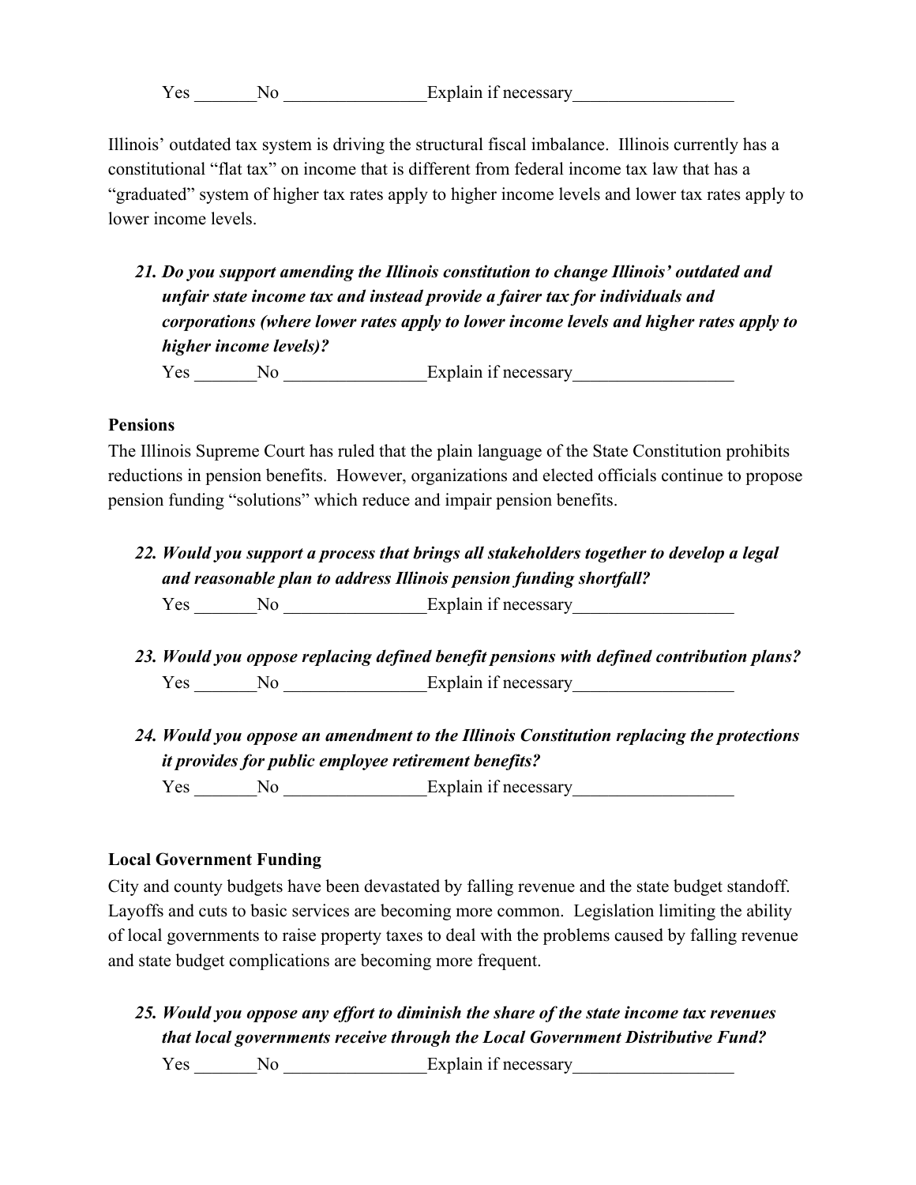Yes _______No ________________Explain if necessary__________________

Illinois' outdated tax system is driving the structural fiscal imbalance. Illinois currently has a constitutional "flat tax" on income that is different from federal income tax law that has a "graduated" system of higher tax rates apply to higher income levels and lower tax rates apply to lower income levels.

***21. Do you support amending the Illinois constitution to change Illinois' outdated and unfair state income tax and instead provide a fairer tax for individuals and corporations (where lower rates apply to lower income levels and higher rates apply to higher income levels)?***

Yes _______No ________________Explain if necessary__________________

**Pensions**

The Illinois Supreme Court has ruled that the plain language of the State Constitution prohibits reductions in pension benefits. However, organizations and elected officials continue to propose pension funding "solutions" which reduce and impair pension benefits.

***22. Would you support a process that brings all stakeholders together to develop a legal and reasonable plan to address Illinois pension funding shortfall?***

Yes _______No ________________Explain if necessary__________________

***23. Would you oppose replacing defined benefit pensions with defined contribution plans?***

Yes _______No ________________Explain if necessary__________________

***24. Would you oppose an amendment to the Illinois Constitution replacing the protections it provides for public employee retirement benefits?***

Yes _______No ________________Explain if necessary__________________

**Local Government Funding**

City and county budgets have been devastated by falling revenue and the state budget standoff. Layoffs and cuts to basic services are becoming more common. Legislation limiting the ability of local governments to raise property taxes to deal with the problems caused by falling revenue and state budget complications are becoming more frequent.

***25. Would you oppose any effort to diminish the share of the state income tax revenues that local governments receive through the Local Government Distributive Fund?***

Yes _______No ________________Explain if necessary__________________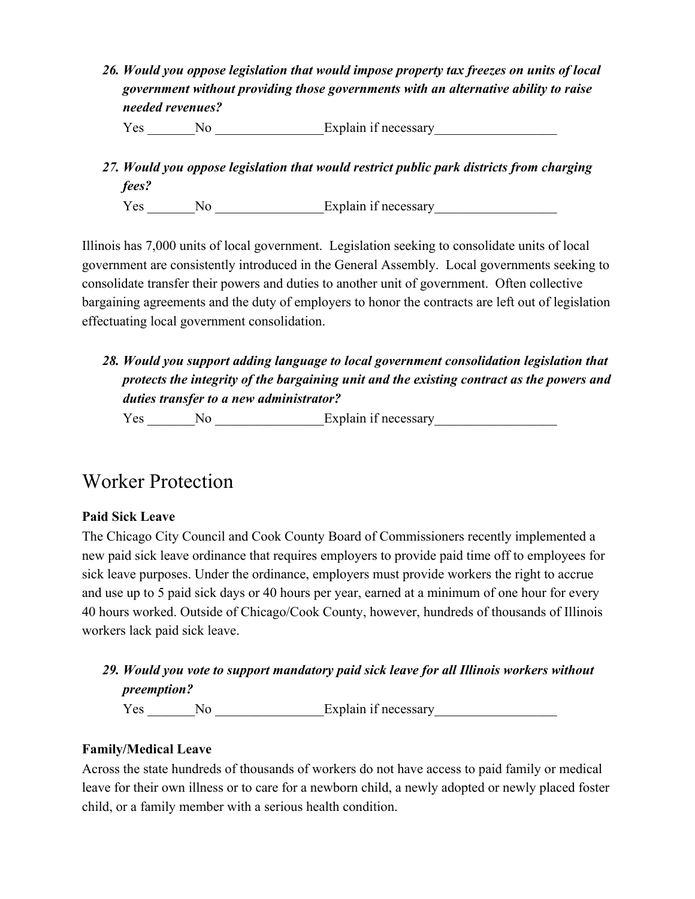26. ***Would you oppose legislation that would impose property tax freezes on units of local government without providing those governments with an alternative ability to raise needed revenues?***

    Yes _______No ________________Explain if necessary__________________

27. ***Would you oppose legislation that would restrict public park districts from charging fees?***

    Yes _______No ________________Explain if necessary__________________

Illinois has 7,000 units of local government. Legislation seeking to consolidate units of local government are consistently introduced in the General Assembly. Local governments seeking to consolidate transfer their powers and duties to another unit of government. Often collective bargaining agreements and the duty of employers to honor the contracts are left out of legislation effectuating local government consolidation.

28. ***Would you support adding language to local government consolidation legislation that protects the integrity of the bargaining unit and the existing contract as the powers and duties transfer to a new administrator?***

    Yes _______No ________________Explain if necessary__________________

# Worker Protection

**Paid Sick Leave**

The Chicago City Council and Cook County Board of Commissioners recently implemented a new paid sick leave ordinance that requires employers to provide paid time off to employees for sick leave purposes. Under the ordinance, employers must provide workers the right to accrue and use up to 5 paid sick days or 40 hours per year, earned at a minimum of one hour for every 40 hours worked. Outside of Chicago/Cook County, however, hundreds of thousands of Illinois workers lack paid sick leave.

29. ***Would you vote to support mandatory paid sick leave for all Illinois workers without preemption?***

    Yes _______No ________________Explain if necessary__________________

**Family/Medical Leave**

Across the state hundreds of thousands of workers do not have access to paid family or medical leave for their own illness or to care for a newborn child, a newly adopted or newly placed foster child, or a family member with a serious health condition.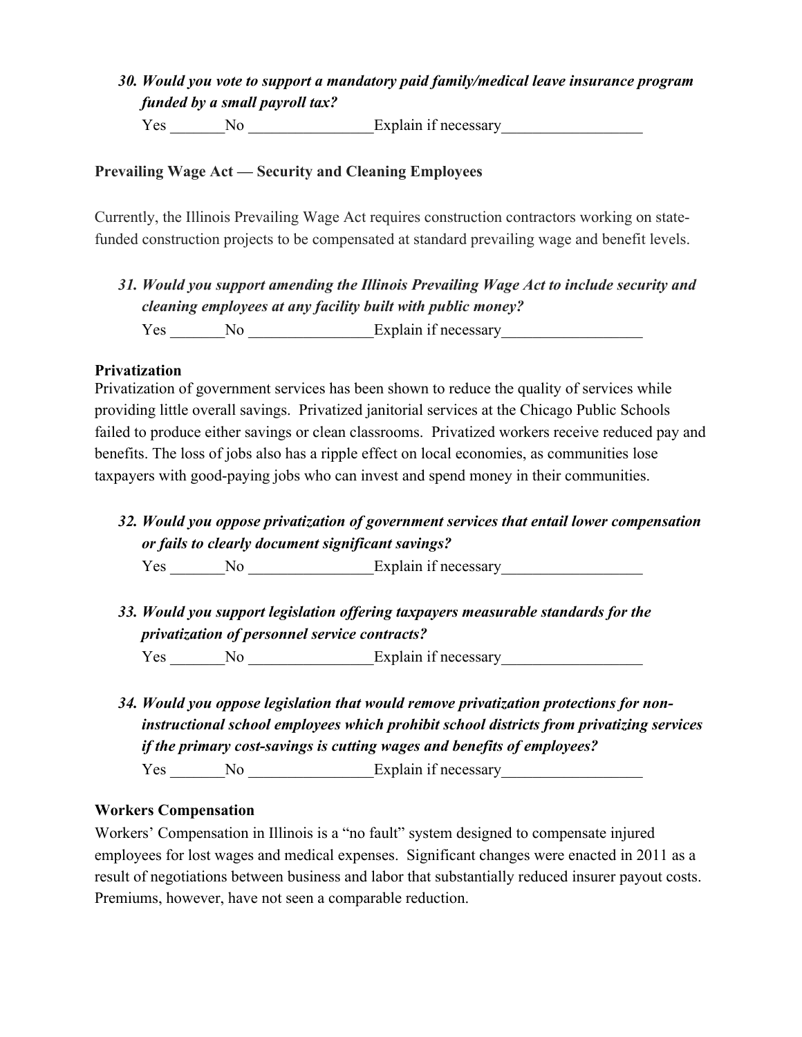*30. **Would you vote to support a mandatory paid family/medical leave insurance program funded by a small payroll tax?***

Yes _______No _______________Explain if necessary_________________

**Prevailing Wage Act — Security and Cleaning Employees**

Currently, the Illinois Prevailing Wage Act requires construction contractors working on state-funded construction projects to be compensated at standard prevailing wage and benefit levels.

*31. **Would you support amending the Illinois Prevailing Wage Act to include security and cleaning employees at any facility built with public money?***

Yes _______No _______________Explain if necessary_________________

**Privatization**

Privatization of government services has been shown to reduce the quality of services while providing little overall savings. Privatized janitorial services at the Chicago Public Schools failed to produce either savings or clean classrooms. Privatized workers receive reduced pay and benefits. The loss of jobs also has a ripple effect on local economies, as communities lose taxpayers with good-paying jobs who can invest and spend money in their communities.

*32. **Would you oppose privatization of government services that entail lower compensation or fails to clearly document significant savings?***

Yes _______No _______________Explain if necessary_________________

*33. **Would you support legislation offering taxpayers measurable standards for the privatization of personnel service contracts?***

Yes _______No _______________Explain if necessary_________________

*34. **Would you oppose legislation that would remove privatization protections for non-instructional school employees which prohibit school districts from privatizing services if the primary cost-savings is cutting wages and benefits of employees?***

Yes _______No _______________Explain if necessary_________________

**Workers Compensation**

Workers' Compensation in Illinois is a "no fault" system designed to compensate injured employees for lost wages and medical expenses. Significant changes were enacted in 2011 as a result of negotiations between business and labor that substantially reduced insurer payout costs. Premiums, however, have not seen a comparable reduction.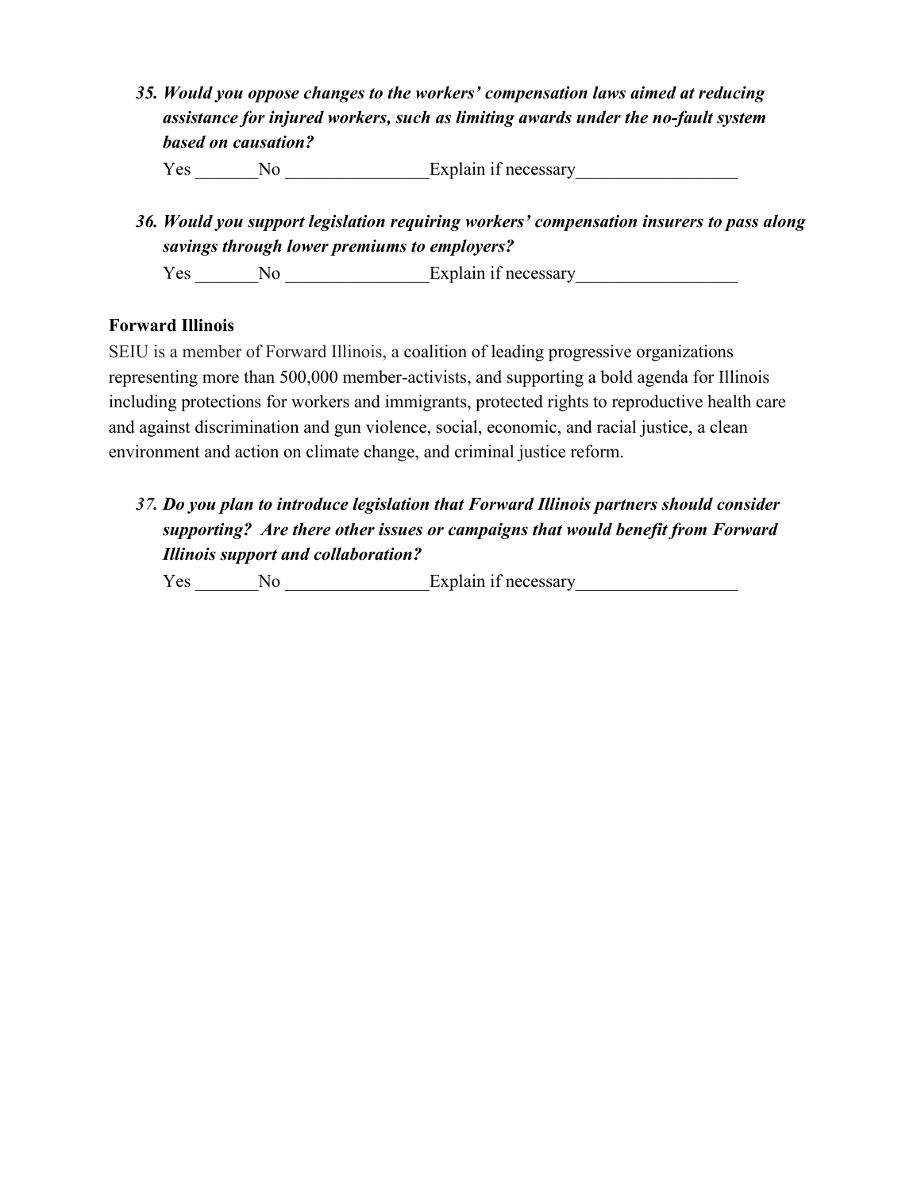35. ***Would you oppose changes to the workers' compensation laws aimed at reducing assistance for injured workers, such as limiting awards under the no-fault system based on causation?***

    Yes _______No _______________Explain if necessary_________________

36. ***Would you support legislation requiring workers' compensation insurers to pass along savings through lower premiums to employers?***

    Yes _______No _______________Explain if necessary_________________

**Forward Illinois**

SEIU is a member of Forward Illinois, a coalition of leading progressive organizations representing more than 500,000 member-activists, and supporting a bold agenda for Illinois including protections for workers and immigrants, protected rights to reproductive health care and against discrimination and gun violence, social, economic, and racial justice, a clean environment and action on climate change, and criminal justice reform.

37. ***Do you plan to introduce legislation that Forward Illinois partners should consider supporting? Are there other issues or campaigns that would benefit from Forward Illinois support and collaboration?***

    Yes _______No _______________Explain if necessary_________________